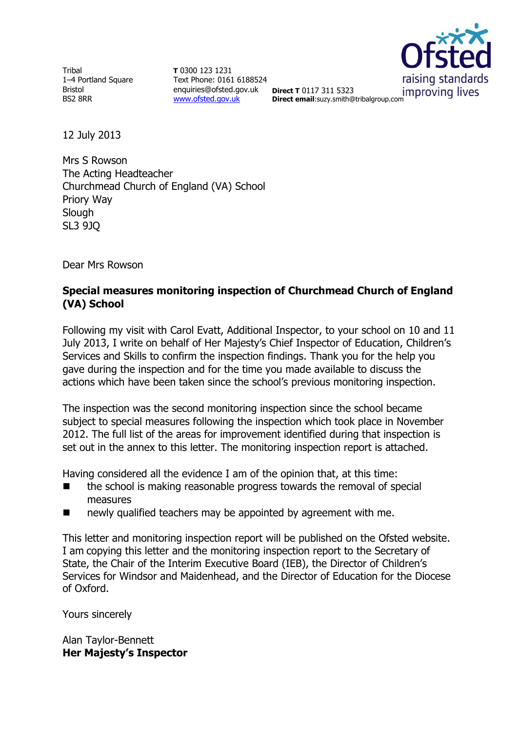Tribal
1–4 Portland Square
Bristol
BS2 8RR

**T** 0300 123 1231
Text Phone: 0161 6188524
enquiries@ofsted.gov.uk
www.ofsted.gov.uk

**Direct T** 0117 311 5323
**Direct email**:suzy.smith@tribalgroup.com

12 July 2013

Mrs S Rowson
The Acting Headteacher
Churchmead Church of England (VA) School
Priory Way
Slough
SL3 9JQ

Dear Mrs Rowson

**Special measures monitoring inspection of Churchmead Church of England (VA) School**

Following my visit with Carol Evatt, Additional Inspector, to your school on 10 and 11 July 2013, I write on behalf of Her Majesty's Chief Inspector of Education, Children's Services and Skills to confirm the inspection findings. Thank you for the help you gave during the inspection and for the time you made available to discuss the actions which have been taken since the school's previous monitoring inspection.

The inspection was the second monitoring inspection since the school became subject to special measures following the inspection which took place in November 2012. The full list of the areas for improvement identified during that inspection is set out in the annex to this letter. The monitoring inspection report is attached.

Having considered all the evidence I am of the opinion that, at this time:

- the school is making reasonable progress towards the removal of special measures
- newly qualified teachers may be appointed by agreement with me.

This letter and monitoring inspection report will be published on the Ofsted website. I am copying this letter and the monitoring inspection report to the Secretary of State, the Chair of the Interim Executive Board (IEB), the Director of Children's Services for Windsor and Maidenhead, and the Director of Education for the Diocese of Oxford.

Yours sincerely

Alan Taylor-Bennett
**Her Majesty's Inspector**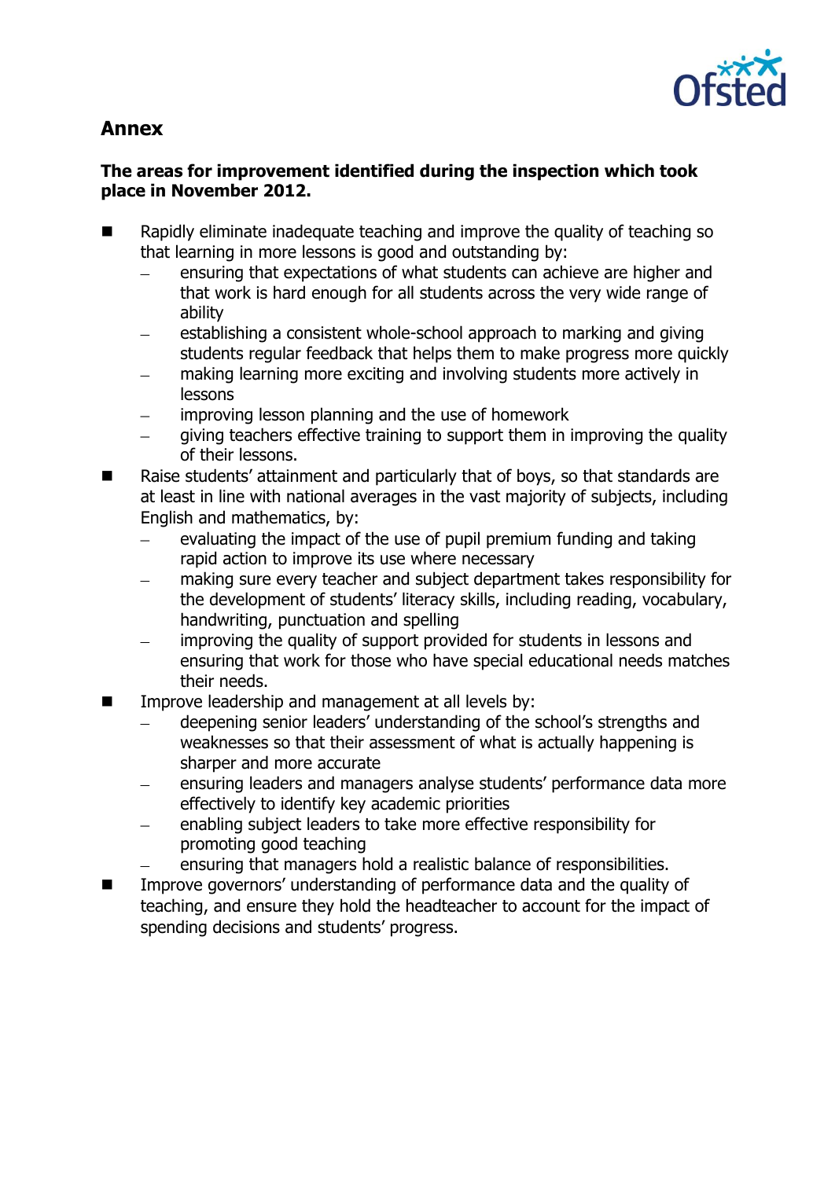## Annex

**The areas for improvement identified during the inspection which took place in November 2012.**

- Rapidly eliminate inadequate teaching and improve the quality of teaching so that learning in more lessons is good and outstanding by:
  - ensuring that expectations of what students can achieve are higher and that work is hard enough for all students across the very wide range of ability
  - establishing a consistent whole-school approach to marking and giving students regular feedback that helps them to make progress more quickly
  - making learning more exciting and involving students more actively in lessons
  - improving lesson planning and the use of homework
  - giving teachers effective training to support them in improving the quality of their lessons.
- Raise students' attainment and particularly that of boys, so that standards are at least in line with national averages in the vast majority of subjects, including English and mathematics, by:
  - evaluating the impact of the use of pupil premium funding and taking rapid action to improve its use where necessary
  - making sure every teacher and subject department takes responsibility for the development of students' literacy skills, including reading, vocabulary, handwriting, punctuation and spelling
  - improving the quality of support provided for students in lessons and ensuring that work for those who have special educational needs matches their needs.
- Improve leadership and management at all levels by:
  - deepening senior leaders' understanding of the school's strengths and weaknesses so that their assessment of what is actually happening is sharper and more accurate
  - ensuring leaders and managers analyse students' performance data more effectively to identify key academic priorities
  - enabling subject leaders to take more effective responsibility for promoting good teaching
  - ensuring that managers hold a realistic balance of responsibilities.
- Improve governors' understanding of performance data and the quality of teaching, and ensure they hold the headteacher to account for the impact of spending decisions and students' progress.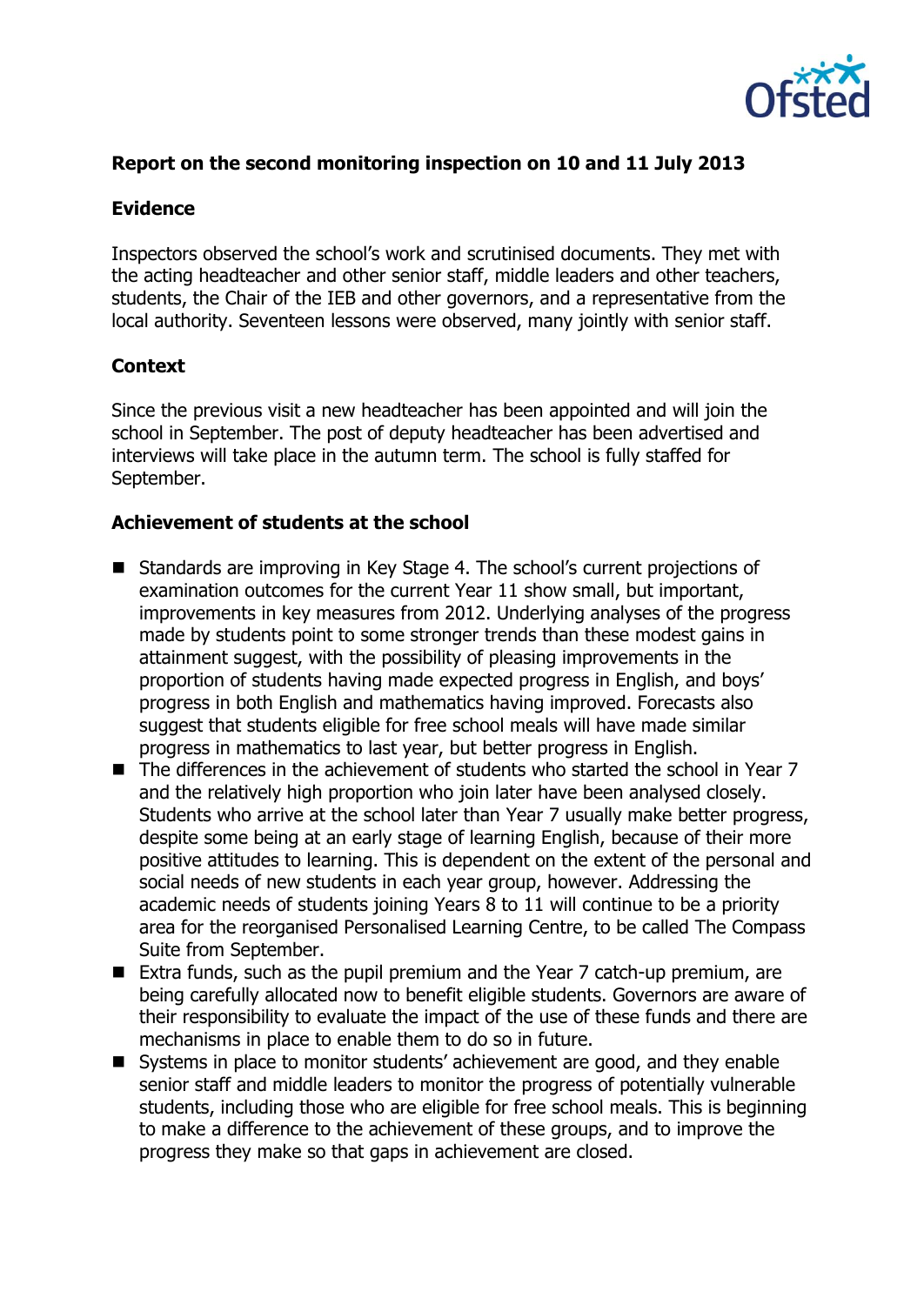## Report on the second monitoring inspection on 10 and 11 July 2013

### Evidence

Inspectors observed the school's work and scrutinised documents. They met with the acting headteacher and other senior staff, middle leaders and other teachers, students, the Chair of the IEB and other governors, and a representative from the local authority. Seventeen lessons were observed, many jointly with senior staff.

### Context

Since the previous visit a new headteacher has been appointed and will join the school in September. The post of deputy headteacher has been advertised and interviews will take place in the autumn term. The school is fully staffed for September.

### Achievement of students at the school

- Standards are improving in Key Stage 4. The school's current projections of examination outcomes for the current Year 11 show small, but important, improvements in key measures from 2012. Underlying analyses of the progress made by students point to some stronger trends than these modest gains in attainment suggest, with the possibility of pleasing improvements in the proportion of students having made expected progress in English, and boys' progress in both English and mathematics having improved. Forecasts also suggest that students eligible for free school meals will have made similar progress in mathematics to last year, but better progress in English.
- The differences in the achievement of students who started the school in Year 7 and the relatively high proportion who join later have been analysed closely. Students who arrive at the school later than Year 7 usually make better progress, despite some being at an early stage of learning English, because of their more positive attitudes to learning. This is dependent on the extent of the personal and social needs of new students in each year group, however. Addressing the academic needs of students joining Years 8 to 11 will continue to be a priority area for the reorganised Personalised Learning Centre, to be called The Compass Suite from September.
- Extra funds, such as the pupil premium and the Year 7 catch-up premium, are being carefully allocated now to benefit eligible students. Governors are aware of their responsibility to evaluate the impact of the use of these funds and there are mechanisms in place to enable them to do so in future.
- Systems in place to monitor students' achievement are good, and they enable senior staff and middle leaders to monitor the progress of potentially vulnerable students, including those who are eligible for free school meals. This is beginning to make a difference to the achievement of these groups, and to improve the progress they make so that gaps in achievement are closed.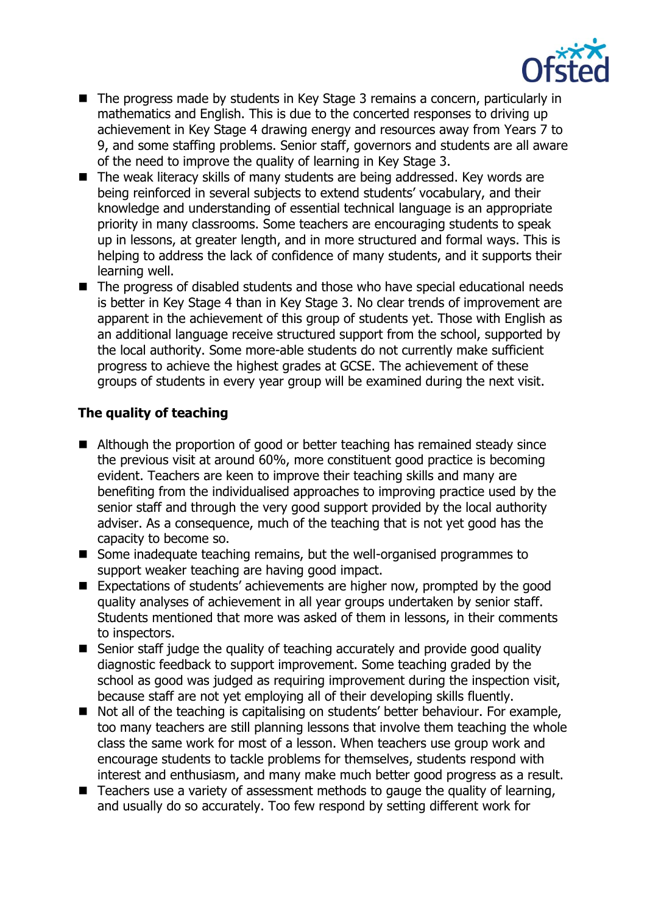- The progress made by students in Key Stage 3 remains a concern, particularly in mathematics and English. This is due to the concerted responses to driving up achievement in Key Stage 4 drawing energy and resources away from Years 7 to 9, and some staffing problems. Senior staff, governors and students are all aware of the need to improve the quality of learning in Key Stage 3.
- The weak literacy skills of many students are being addressed. Key words are being reinforced in several subjects to extend students' vocabulary, and their knowledge and understanding of essential technical language is an appropriate priority in many classrooms. Some teachers are encouraging students to speak up in lessons, at greater length, and in more structured and formal ways. This is helping to address the lack of confidence of many students, and it supports their learning well.
- The progress of disabled students and those who have special educational needs is better in Key Stage 4 than in Key Stage 3. No clear trends of improvement are apparent in the achievement of this group of students yet. Those with English as an additional language receive structured support from the school, supported by the local authority. Some more-able students do not currently make sufficient progress to achieve the highest grades at GCSE. The achievement of these groups of students in every year group will be examined during the next visit.

**The quality of teaching**

- Although the proportion of good or better teaching has remained steady since the previous visit at around 60%, more constituent good practice is becoming evident. Teachers are keen to improve their teaching skills and many are benefiting from the individualised approaches to improving practice used by the senior staff and through the very good support provided by the local authority adviser. As a consequence, much of the teaching that is not yet good has the capacity to become so.
- Some inadequate teaching remains, but the well-organised programmes to support weaker teaching are having good impact.
- Expectations of students' achievements are higher now, prompted by the good quality analyses of achievement in all year groups undertaken by senior staff. Students mentioned that more was asked of them in lessons, in their comments to inspectors.
- Senior staff judge the quality of teaching accurately and provide good quality diagnostic feedback to support improvement. Some teaching graded by the school as good was judged as requiring improvement during the inspection visit, because staff are not yet employing all of their developing skills fluently.
- Not all of the teaching is capitalising on students' better behaviour. For example, too many teachers are still planning lessons that involve them teaching the whole class the same work for most of a lesson. When teachers use group work and encourage students to tackle problems for themselves, students respond with interest and enthusiasm, and many make much better good progress as a result.
- Teachers use a variety of assessment methods to gauge the quality of learning, and usually do so accurately. Too few respond by setting different work for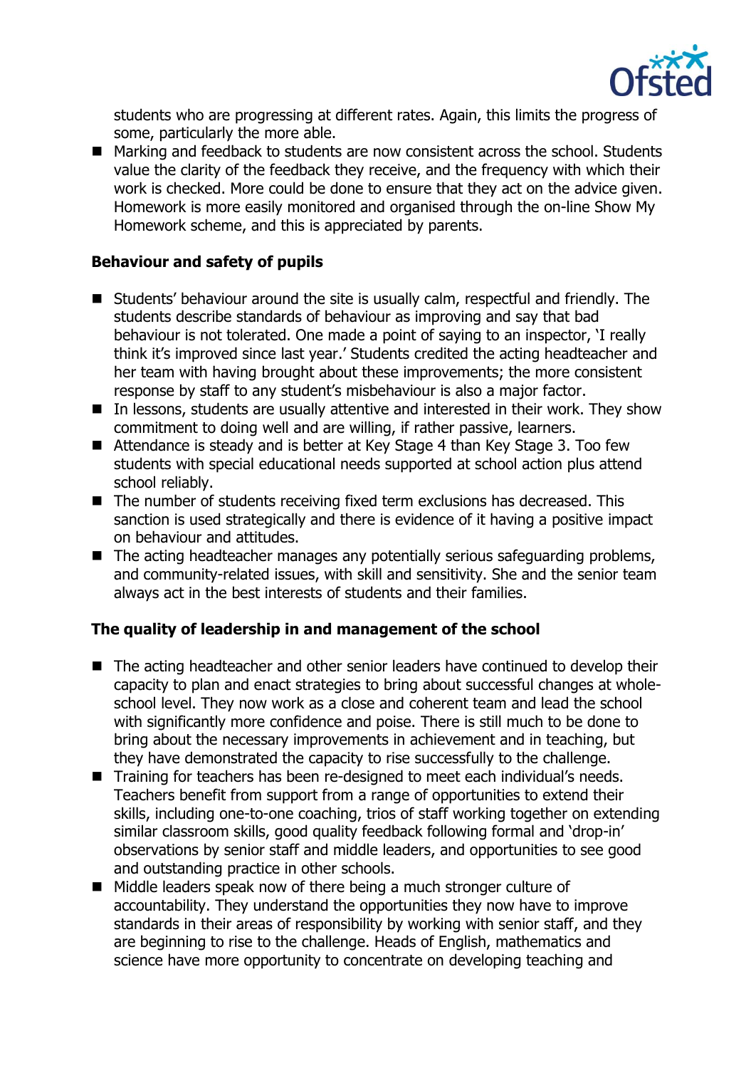students who are progressing at different rates. Again, this limits the progress of some, particularly the more able.

- Marking and feedback to students are now consistent across the school. Students value the clarity of the feedback they receive, and the frequency with which their work is checked. More could be done to ensure that they act on the advice given. Homework is more easily monitored and organised through the on-line Show My Homework scheme, and this is appreciated by parents.

### Behaviour and safety of pupils

- Students' behaviour around the site is usually calm, respectful and friendly. The students describe standards of behaviour as improving and say that bad behaviour is not tolerated. One made a point of saying to an inspector, 'I really think it's improved since last year.' Students credited the acting headteacher and her team with having brought about these improvements; the more consistent response by staff to any student's misbehaviour is also a major factor.
- In lessons, students are usually attentive and interested in their work. They show commitment to doing well and are willing, if rather passive, learners.
- Attendance is steady and is better at Key Stage 4 than Key Stage 3. Too few students with special educational needs supported at school action plus attend school reliably.
- The number of students receiving fixed term exclusions has decreased. This sanction is used strategically and there is evidence of it having a positive impact on behaviour and attitudes.
- The acting headteacher manages any potentially serious safeguarding problems, and community-related issues, with skill and sensitivity. She and the senior team always act in the best interests of students and their families.

### The quality of leadership in and management of the school

- The acting headteacher and other senior leaders have continued to develop their capacity to plan and enact strategies to bring about successful changes at whole-school level. They now work as a close and coherent team and lead the school with significantly more confidence and poise. There is still much to be done to bring about the necessary improvements in achievement and in teaching, but they have demonstrated the capacity to rise successfully to the challenge.
- Training for teachers has been re-designed to meet each individual's needs. Teachers benefit from support from a range of opportunities to extend their skills, including one-to-one coaching, trios of staff working together on extending similar classroom skills, good quality feedback following formal and 'drop-in' observations by senior staff and middle leaders, and opportunities to see good and outstanding practice in other schools.
- Middle leaders speak now of there being a much stronger culture of accountability. They understand the opportunities they now have to improve standards in their areas of responsibility by working with senior staff, and they are beginning to rise to the challenge. Heads of English, mathematics and science have more opportunity to concentrate on developing teaching and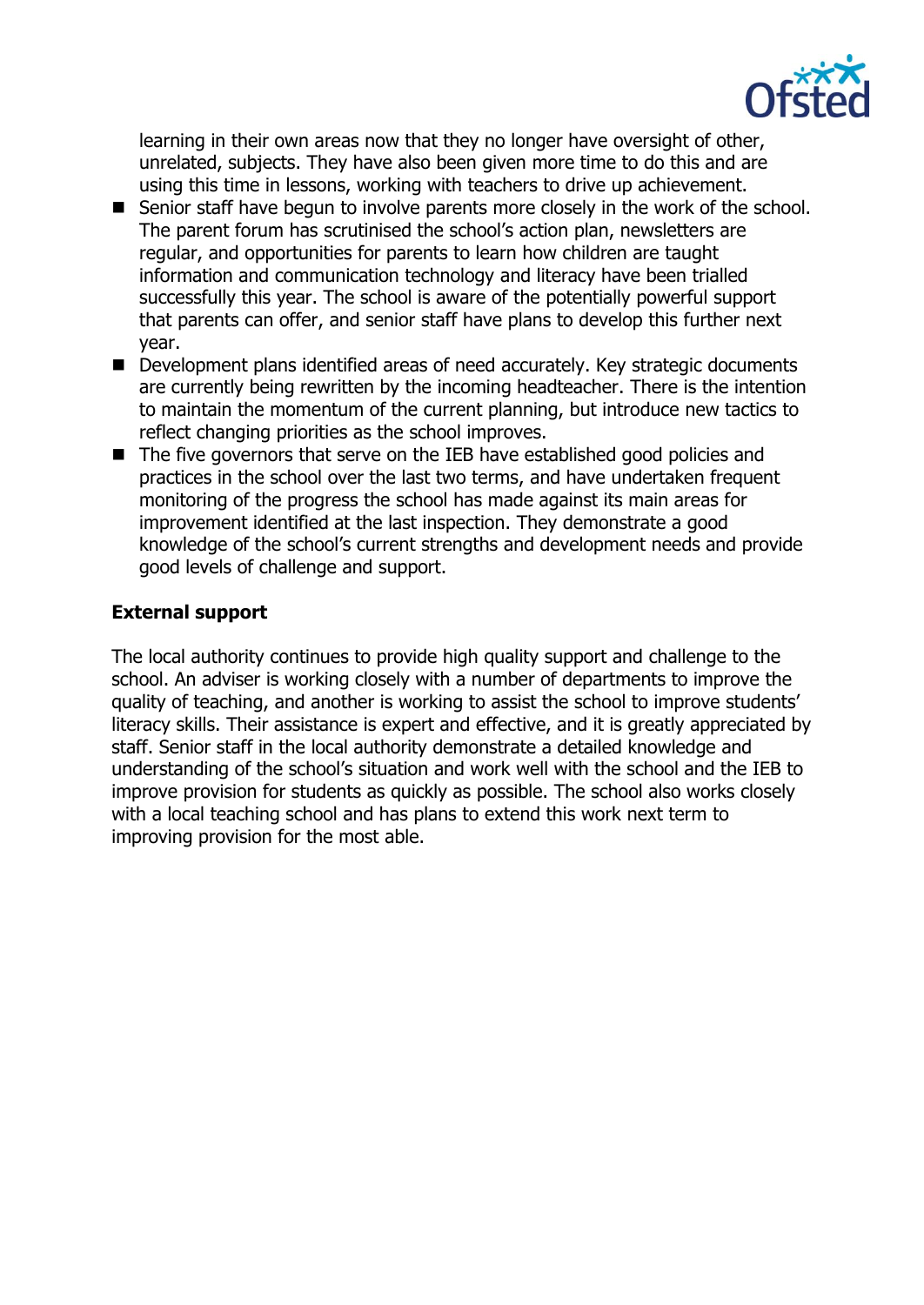learning in their own areas now that they no longer have oversight of other, unrelated, subjects. They have also been given more time to do this and are using this time in lessons, working with teachers to drive up achievement.

- Senior staff have begun to involve parents more closely in the work of the school. The parent forum has scrutinised the school's action plan, newsletters are regular, and opportunities for parents to learn how children are taught information and communication technology and literacy have been trialled successfully this year. The school is aware of the potentially powerful support that parents can offer, and senior staff have plans to develop this further next year.
- Development plans identified areas of need accurately. Key strategic documents are currently being rewritten by the incoming headteacher. There is the intention to maintain the momentum of the current planning, but introduce new tactics to reflect changing priorities as the school improves.
- The five governors that serve on the IEB have established good policies and practices in the school over the last two terms, and have undertaken frequent monitoring of the progress the school has made against its main areas for improvement identified at the last inspection. They demonstrate a good knowledge of the school's current strengths and development needs and provide good levels of challenge and support.

**External support**

The local authority continues to provide high quality support and challenge to the school. An adviser is working closely with a number of departments to improve the quality of teaching, and another is working to assist the school to improve students' literacy skills. Their assistance is expert and effective, and it is greatly appreciated by staff. Senior staff in the local authority demonstrate a detailed knowledge and understanding of the school's situation and work well with the school and the IEB to improve provision for students as quickly as possible. The school also works closely with a local teaching school and has plans to extend this work next term to improving provision for the most able.